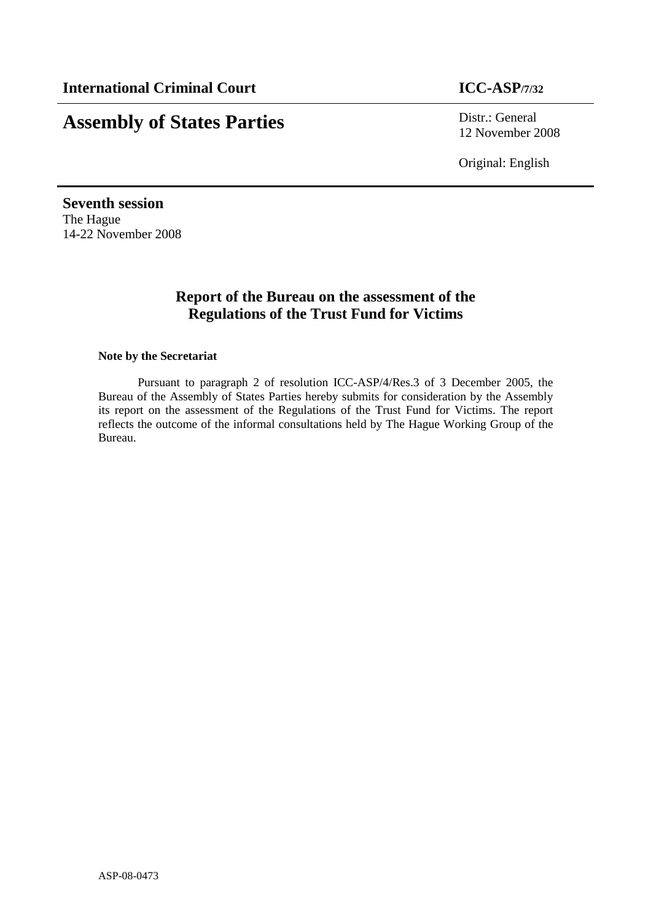**International Criminal Court** **ICC-ASP/7/32**

# Assembly of States Parties

Distr.: General
12 November 2008

Original: English

**Seventh session**
The Hague
14-22 November 2008

## Report of the Bureau on the assessment of the Regulations of the Trust Fund for Victims

**Note by the Secretariat**

Pursuant to paragraph 2 of resolution ICC-ASP/4/Res.3 of 3 December 2005, the Bureau of the Assembly of States Parties hereby submits for consideration by the Assembly its report on the assessment of the Regulations of the Trust Fund for Victims. The report reflects the outcome of the informal consultations held by The Hague Working Group of the Bureau.

ASP-08-0473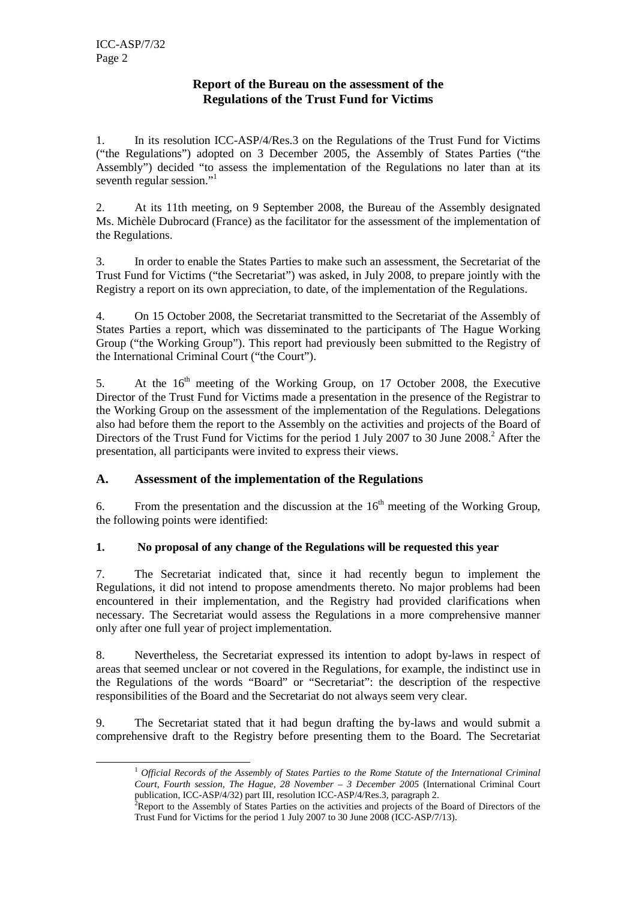## Report of the Bureau on the assessment of the Regulations of the Trust Fund for Victims

1. In its resolution ICC-ASP/4/Res.3 on the Regulations of the Trust Fund for Victims ("the Regulations") adopted on 3 December 2005, the Assembly of States Parties ("the Assembly") decided "to assess the implementation of the Regulations no later than at its seventh regular session."[1]

2. At its 11th meeting, on 9 September 2008, the Bureau of the Assembly designated Ms. Michèle Dubrocard (France) as the facilitator for the assessment of the implementation of the Regulations.

3. In order to enable the States Parties to make such an assessment, the Secretariat of the Trust Fund for Victims ("the Secretariat") was asked, in July 2008, to prepare jointly with the Registry a report on its own appreciation, to date, of the implementation of the Regulations.

4. On 15 October 2008, the Secretariat transmitted to the Secretariat of the Assembly of States Parties a report, which was disseminated to the participants of The Hague Working Group ("the Working Group"). This report had previously been submitted to the Registry of the International Criminal Court ("the Court").

5. At the 16th meeting of the Working Group, on 17 October 2008, the Executive Director of the Trust Fund for Victims made a presentation in the presence of the Registrar to the Working Group on the assessment of the implementation of the Regulations. Delegations also had before them the report to the Assembly on the activities and projects of the Board of Directors of the Trust Fund for Victims for the period 1 July 2007 to 30 June 2008.[2] After the presentation, all participants were invited to express their views.

### A. Assessment of the implementation of the Regulations

6. From the presentation and the discussion at the 16th meeting of the Working Group, the following points were identified:

#### 1. No proposal of any change of the Regulations will be requested this year

7. The Secretariat indicated that, since it had recently begun to implement the Regulations, it did not intend to propose amendments thereto. No major problems had been encountered in their implementation, and the Registry had provided clarifications when necessary. The Secretariat would assess the Regulations in a more comprehensive manner only after one full year of project implementation.

8. Nevertheless, the Secretariat expressed its intention to adopt by-laws in respect of areas that seemed unclear or not covered in the Regulations, for example, the indistinct use in the Regulations of the words "Board" or "Secretariat": the description of the respective responsibilities of the Board and the Secretariat do not always seem very clear.

9. The Secretariat stated that it had begun drafting the by-laws and would submit a comprehensive draft to the Registry before presenting them to the Board. The Secretariat

---

[1] *Official Records of the Assembly of States Parties to the Rome Statute of the International Criminal Court, Fourth session, The Hague, 28 November – 3 December 2005* (International Criminal Court publication, ICC-ASP/4/32) part III, resolution ICC-ASP/4/Res.3, paragraph 2.

[2] Report to the Assembly of States Parties on the activities and projects of the Board of Directors of the Trust Fund for Victims for the period 1 July 2007 to 30 June 2008 (ICC-ASP/7/13).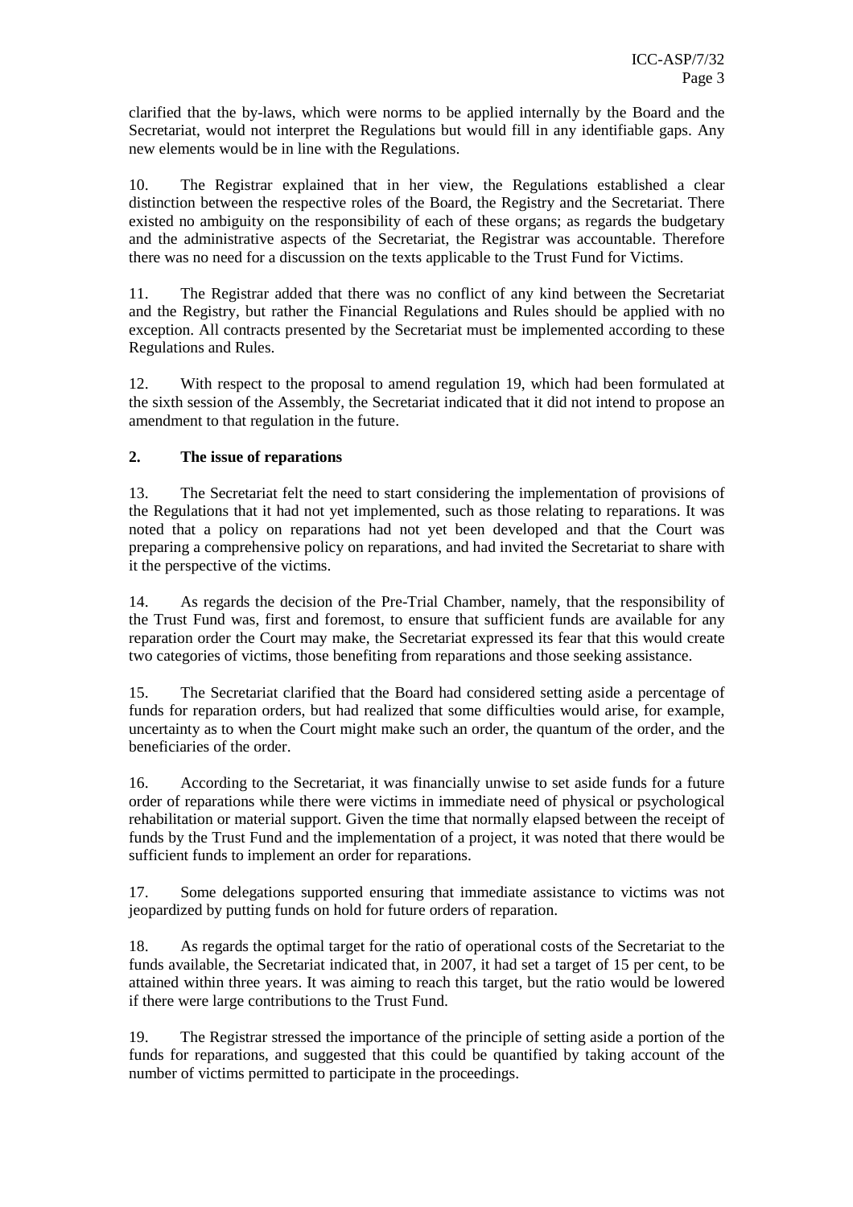clarified that the by-laws, which were norms to be applied internally by the Board and the Secretariat, would not interpret the Regulations but would fill in any identifiable gaps. Any new elements would be in line with the Regulations.

10. The Registrar explained that in her view, the Regulations established a clear distinction between the respective roles of the Board, the Registry and the Secretariat. There existed no ambiguity on the responsibility of each of these organs; as regards the budgetary and the administrative aspects of the Secretariat, the Registrar was accountable. Therefore there was no need for a discussion on the texts applicable to the Trust Fund for Victims.

11. The Registrar added that there was no conflict of any kind between the Secretariat and the Registry, but rather the Financial Regulations and Rules should be applied with no exception. All contracts presented by the Secretariat must be implemented according to these Regulations and Rules.

12. With respect to the proposal to amend regulation 19, which had been formulated at the sixth session of the Assembly, the Secretariat indicated that it did not intend to propose an amendment to that regulation in the future.

### 2. The issue of reparations

13. The Secretariat felt the need to start considering the implementation of provisions of the Regulations that it had not yet implemented, such as those relating to reparations. It was noted that a policy on reparations had not yet been developed and that the Court was preparing a comprehensive policy on reparations, and had invited the Secretariat to share with it the perspective of the victims.

14. As regards the decision of the Pre-Trial Chamber, namely, that the responsibility of the Trust Fund was, first and foremost, to ensure that sufficient funds are available for any reparation order the Court may make, the Secretariat expressed its fear that this would create two categories of victims, those benefiting from reparations and those seeking assistance.

15. The Secretariat clarified that the Board had considered setting aside a percentage of funds for reparation orders, but had realized that some difficulties would arise, for example, uncertainty as to when the Court might make such an order, the quantum of the order, and the beneficiaries of the order.

16. According to the Secretariat, it was financially unwise to set aside funds for a future order of reparations while there were victims in immediate need of physical or psychological rehabilitation or material support. Given the time that normally elapsed between the receipt of funds by the Trust Fund and the implementation of a project, it was noted that there would be sufficient funds to implement an order for reparations.

17. Some delegations supported ensuring that immediate assistance to victims was not jeopardized by putting funds on hold for future orders of reparation.

18. As regards the optimal target for the ratio of operational costs of the Secretariat to the funds available, the Secretariat indicated that, in 2007, it had set a target of 15 per cent, to be attained within three years. It was aiming to reach this target, but the ratio would be lowered if there were large contributions to the Trust Fund.

19. The Registrar stressed the importance of the principle of setting aside a portion of the funds for reparations, and suggested that this could be quantified by taking account of the number of victims permitted to participate in the proceedings.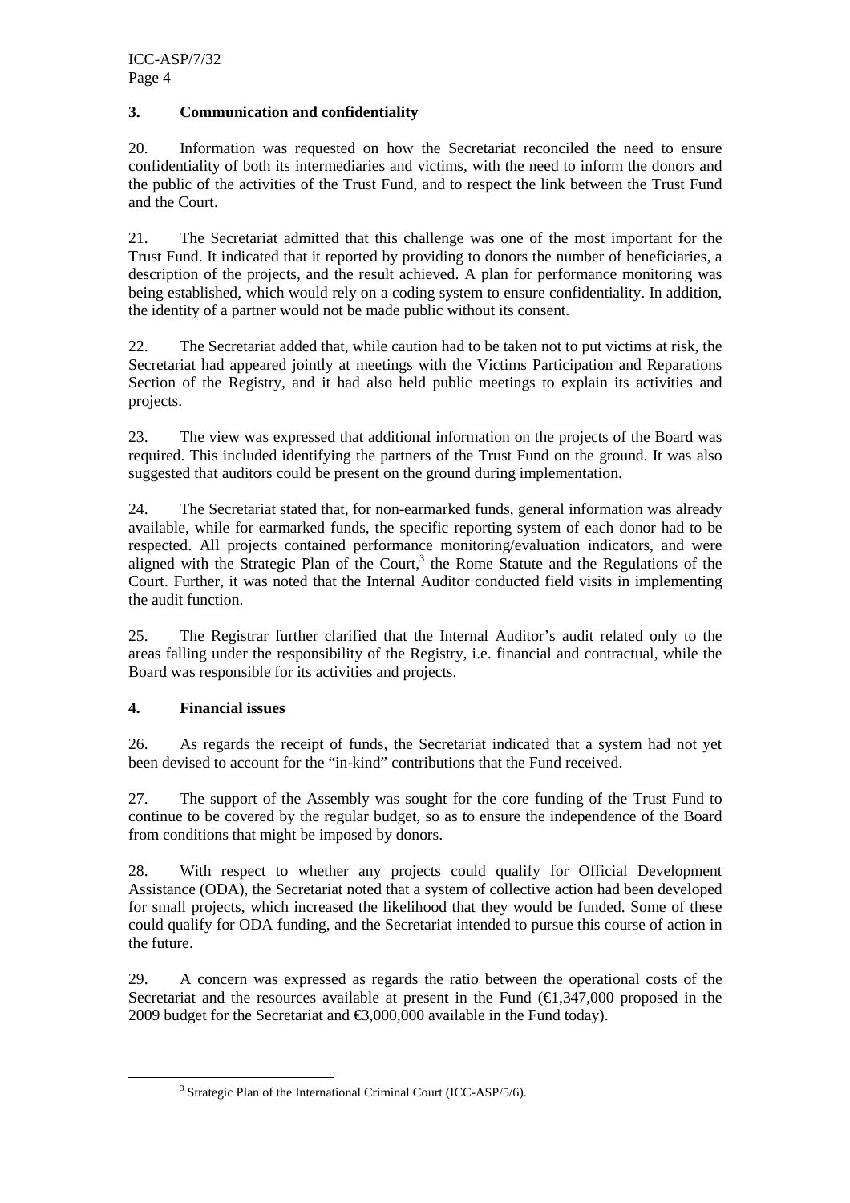### 3. Communication and confidentiality

20. Information was requested on how the Secretariat reconciled the need to ensure confidentiality of both its intermediaries and victims, with the need to inform the donors and the public of the activities of the Trust Fund, and to respect the link between the Trust Fund and the Court.

21. The Secretariat admitted that this challenge was one of the most important for the Trust Fund. It indicated that it reported by providing to donors the number of beneficiaries, a description of the projects, and the result achieved. A plan for performance monitoring was being established, which would rely on a coding system to ensure confidentiality. In addition, the identity of a partner would not be made public without its consent.

22. The Secretariat added that, while caution had to be taken not to put victims at risk, the Secretariat had appeared jointly at meetings with the Victims Participation and Reparations Section of the Registry, and it had also held public meetings to explain its activities and projects.

23. The view was expressed that additional information on the projects of the Board was required. This included identifying the partners of the Trust Fund on the ground. It was also suggested that auditors could be present on the ground during implementation.

24. The Secretariat stated that, for non-earmarked funds, general information was already available, while for earmarked funds, the specific reporting system of each donor had to be respected. All projects contained performance monitoring/evaluation indicators, and were aligned with the Strategic Plan of the Court,[3] the Rome Statute and the Regulations of the Court. Further, it was noted that the Internal Auditor conducted field visits in implementing the audit function.

25. The Registrar further clarified that the Internal Auditor's audit related only to the areas falling under the responsibility of the Registry, i.e. financial and contractual, while the Board was responsible for its activities and projects.

### 4. Financial issues

26. As regards the receipt of funds, the Secretariat indicated that a system had not yet been devised to account for the "in-kind" contributions that the Fund received.

27. The support of the Assembly was sought for the core funding of the Trust Fund to continue to be covered by the regular budget, so as to ensure the independence of the Board from conditions that might be imposed by donors.

28. With respect to whether any projects could qualify for Official Development Assistance (ODA), the Secretariat noted that a system of collective action had been developed for small projects, which increased the likelihood that they would be funded. Some of these could qualify for ODA funding, and the Secretariat intended to pursue this course of action in the future.

29. A concern was expressed as regards the ratio between the operational costs of the Secretariat and the resources available at present in the Fund (€1,347,000 proposed in the 2009 budget for the Secretariat and €3,000,000 available in the Fund today).

---

[3] Strategic Plan of the International Criminal Court (ICC-ASP/5/6).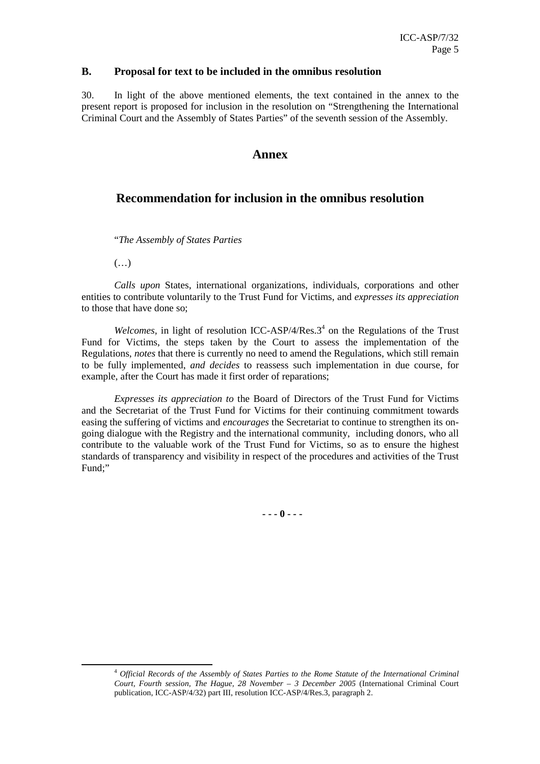### B. Proposal for text to be included in the omnibus resolution

30. In light of the above mentioned elements, the text contained in the annex to the present report is proposed for inclusion in the resolution on "Strengthening the International Criminal Court and the Assembly of States Parties" of the seventh session of the Assembly.

## Annex

## Recommendation for inclusion in the omnibus resolution

"*The Assembly of States Parties*

(…)

*Calls upon* States, international organizations, individuals, corporations and other entities to contribute voluntarily to the Trust Fund for Victims, and *expresses its appreciation* to those that have done so;

*Welcomes*, in light of resolution ICC-ASP/4/Res.3[4] on the Regulations of the Trust Fund for Victims, the steps taken by the Court to assess the implementation of the Regulations, *notes* that there is currently no need to amend the Regulations, which still remain to be fully implemented, *and decides* to reassess such implementation in due course, for example, after the Court has made it first order of reparations;

*Expresses its appreciation to* the Board of Directors of the Trust Fund for Victims and the Secretariat of the Trust Fund for Victims for their continuing commitment towards easing the suffering of victims and *encourages* the Secretariat to continue to strengthen its on-going dialogue with the Registry and the international community, including donors, who all contribute to the valuable work of the Trust Fund for Victims, so as to ensure the highest standards of transparency and visibility in respect of the procedures and activities of the Trust Fund;"

**- - - 0 - - -**

[4] *Official Records of the Assembly of States Parties to the Rome Statute of the International Criminal Court, Fourth session, The Hague, 28 November – 3 December 2005* (International Criminal Court publication, ICC-ASP/4/32) part III, resolution ICC-ASP/4/Res.3, paragraph 2.